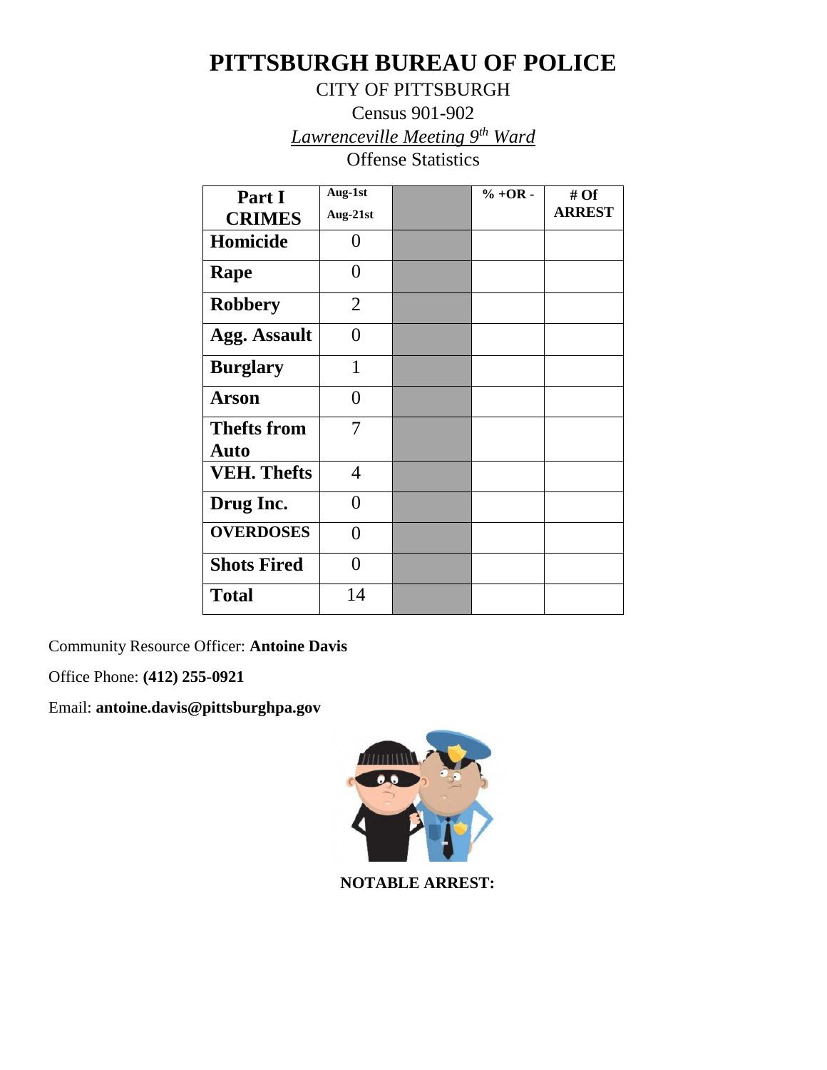# PITTSBURGH BUREAU OF POLICE

CITY OF PITTSBURGH

Census 901-902

*Lawrenceville Meeting 9th Ward*

Offense Statistics

| Part I CRIMES | Aug-1st Aug-21st | | % +OR - | # Of ARREST |
|---|---|---|---|---|
| Homicide | 0 | | | |
| Rape | 0 | | | |
| Robbery | 2 | | | |
| Agg. Assault | 0 | | | |
| Burglary | 1 | | | |
| Arson | 0 | | | |
| Thefts from Auto | 7 | | | |
| VEH. Thefts | 4 | | | |
| Drug Inc. | 0 | | | |
| OVERDOSES | 0 | | | |
| Shots Fired | 0 | | | |
| Total | 14 | | | |

Community Resource Officer: **Antoine Davis**

Office Phone: **(412) 255-0921**

Email: **antoine.davis@pittsburghpa.gov**

**NOTABLE ARREST:**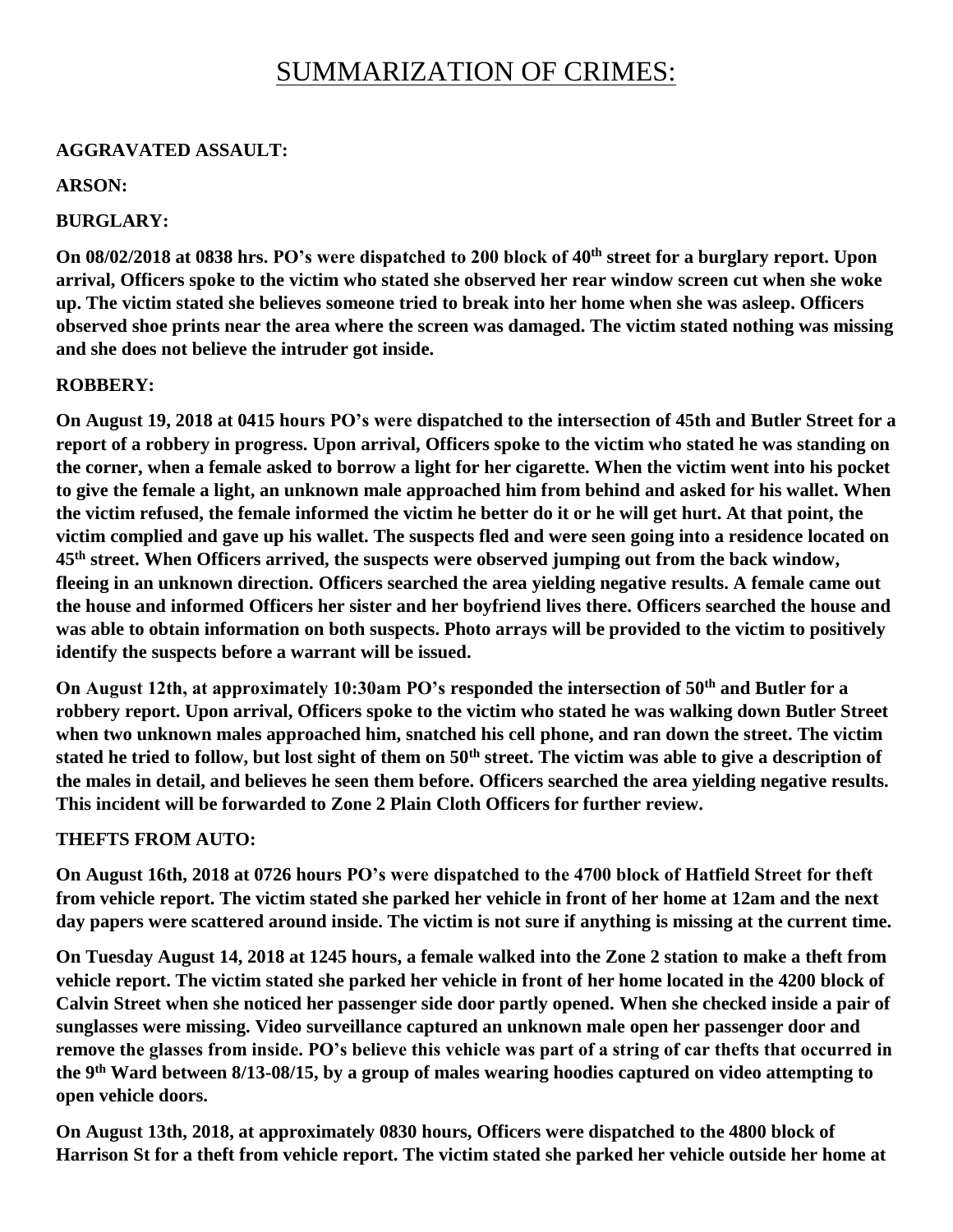# SUMMARIZATION OF CRIMES:

**AGGRAVATED ASSAULT:**

**ARSON:**

**BURGLARY:**

**On 08/02/2018 at 0838 hrs. PO's were dispatched to 200 block of 40th street for a burglary report. Upon arrival, Officers spoke to the victim who stated she observed her rear window screen cut when she woke up. The victim stated she believes someone tried to break into her home when she was asleep. Officers observed shoe prints near the area where the screen was damaged. The victim stated nothing was missing and she does not believe the intruder got inside.**

**ROBBERY:**

**On August 19, 2018 at 0415 hours PO's were dispatched to the intersection of 45th and Butler Street for a report of a robbery in progress. Upon arrival, Officers spoke to the victim who stated he was standing on the corner, when a female asked to borrow a light for her cigarette. When the victim went into his pocket to give the female a light, an unknown male approached him from behind and asked for his wallet. When the victim refused, the female informed the victim he better do it or he will get hurt. At that point, the victim complied and gave up his wallet. The suspects fled and were seen going into a residence located on 45th street. When Officers arrived, the suspects were observed jumping out from the back window, fleeing in an unknown direction. Officers searched the area yielding negative results. A female came out the house and informed Officers her sister and her boyfriend lives there. Officers searched the house and was able to obtain information on both suspects. Photo arrays will be provided to the victim to positively identify the suspects before a warrant will be issued.**

**On August 12th, at approximately 10:30am PO's responded the intersection of 50th and Butler for a robbery report. Upon arrival, Officers spoke to the victim who stated he was walking down Butler Street when two unknown males approached him, snatched his cell phone, and ran down the street. The victim stated he tried to follow, but lost sight of them on 50th street. The victim was able to give a description of the males in detail, and believes he seen them before. Officers searched the area yielding negative results. This incident will be forwarded to Zone 2 Plain Cloth Officers for further review.**

**THEFTS FROM AUTO:**

**On August 16th, 2018 at 0726 hours PO's were dispatched to the 4700 block of Hatfield Street for theft from vehicle report. The victim stated she parked her vehicle in front of her home at 12am and the next day papers were scattered around inside. The victim is not sure if anything is missing at the current time.**

**On Tuesday August 14, 2018 at 1245 hours, a female walked into the Zone 2 station to make a theft from vehicle report. The victim stated she parked her vehicle in front of her home located in the 4200 block of Calvin Street when she noticed her passenger side door partly opened. When she checked inside a pair of sunglasses were missing. Video surveillance captured an unknown male open her passenger door and remove the glasses from inside. PO's believe this vehicle was part of a string of car thefts that occurred in the 9th Ward between 8/13-08/15, by a group of males wearing hoodies captured on video attempting to open vehicle doors.**

**On August 13th, 2018, at approximately 0830 hours, Officers were dispatched to the 4800 block of Harrison St for a theft from vehicle report. The victim stated she parked her vehicle outside her home at**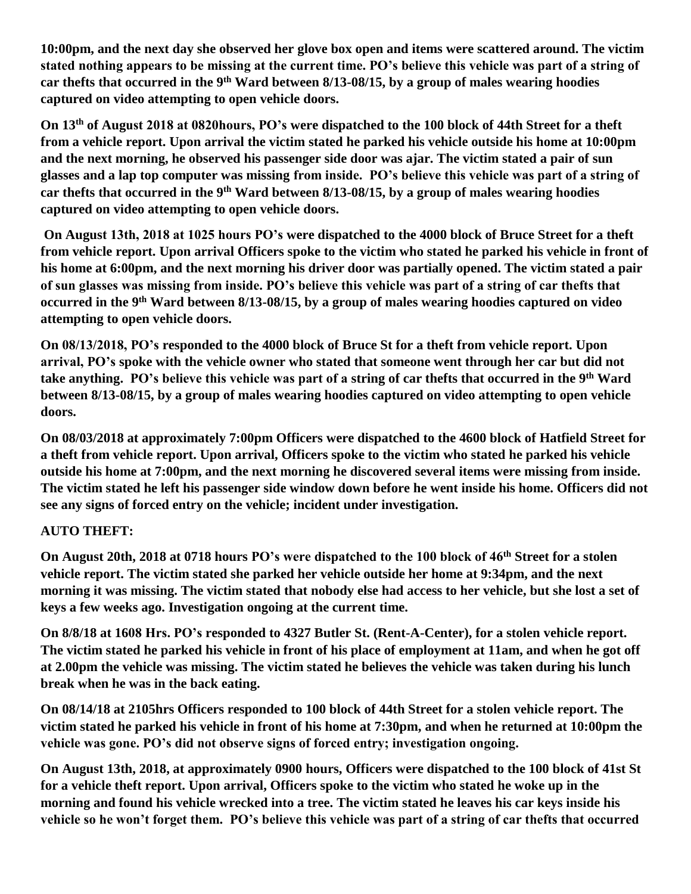**10:00pm, and the next day she observed her glove box open and items were scattered around. The victim stated nothing appears to be missing at the current time. PO's believe this vehicle was part of a string of car thefts that occurred in the 9th Ward between 8/13-08/15, by a group of males wearing hoodies captured on video attempting to open vehicle doors.**

**On 13th of August 2018 at 0820hours, PO's were dispatched to the 100 block of 44th Street for a theft from a vehicle report. Upon arrival the victim stated he parked his vehicle outside his home at 10:00pm and the next morning, he observed his passenger side door was ajar. The victim stated a pair of sun glasses and a lap top computer was missing from inside. PO's believe this vehicle was part of a string of car thefts that occurred in the 9th Ward between 8/13-08/15, by a group of males wearing hoodies captured on video attempting to open vehicle doors.**

**On August 13th, 2018 at 1025 hours PO's were dispatched to the 4000 block of Bruce Street for a theft from vehicle report. Upon arrival Officers spoke to the victim who stated he parked his vehicle in front of his home at 6:00pm, and the next morning his driver door was partially opened. The victim stated a pair of sun glasses was missing from inside. PO's believe this vehicle was part of a string of car thefts that occurred in the 9th Ward between 8/13-08/15, by a group of males wearing hoodies captured on video attempting to open vehicle doors.**

**On 08/13/2018, PO's responded to the 4000 block of Bruce St for a theft from vehicle report. Upon arrival, PO's spoke with the vehicle owner who stated that someone went through her car but did not take anything. PO's believe this vehicle was part of a string of car thefts that occurred in the 9th Ward between 8/13-08/15, by a group of males wearing hoodies captured on video attempting to open vehicle doors.**

**On 08/03/2018 at approximately 7:00pm Officers were dispatched to the 4600 block of Hatfield Street for a theft from vehicle report. Upon arrival, Officers spoke to the victim who stated he parked his vehicle outside his home at 7:00pm, and the next morning he discovered several items were missing from inside. The victim stated he left his passenger side window down before he went inside his home. Officers did not see any signs of forced entry on the vehicle; incident under investigation.**

**AUTO THEFT:**

**On August 20th, 2018 at 0718 hours PO's were dispatched to the 100 block of 46th Street for a stolen vehicle report. The victim stated she parked her vehicle outside her home at 9:34pm, and the next morning it was missing. The victim stated that nobody else had access to her vehicle, but she lost a set of keys a few weeks ago. Investigation ongoing at the current time.**

**On 8/8/18 at 1608 Hrs. PO's responded to 4327 Butler St. (Rent-A-Center), for a stolen vehicle report. The victim stated he parked his vehicle in front of his place of employment at 11am, and when he got off at 2.00pm the vehicle was missing. The victim stated he believes the vehicle was taken during his lunch break when he was in the back eating.**

**On 08/14/18 at 2105hrs Officers responded to 100 block of 44th Street for a stolen vehicle report. The victim stated he parked his vehicle in front of his home at 7:30pm, and when he returned at 10:00pm the vehicle was gone. PO's did not observe signs of forced entry; investigation ongoing.**

**On August 13th, 2018, at approximately 0900 hours, Officers were dispatched to the 100 block of 41st St for a vehicle theft report. Upon arrival, Officers spoke to the victim who stated he woke up in the morning and found his vehicle wrecked into a tree. The victim stated he leaves his car keys inside his vehicle so he won't forget them. PO's believe this vehicle was part of a string of car thefts that occurred**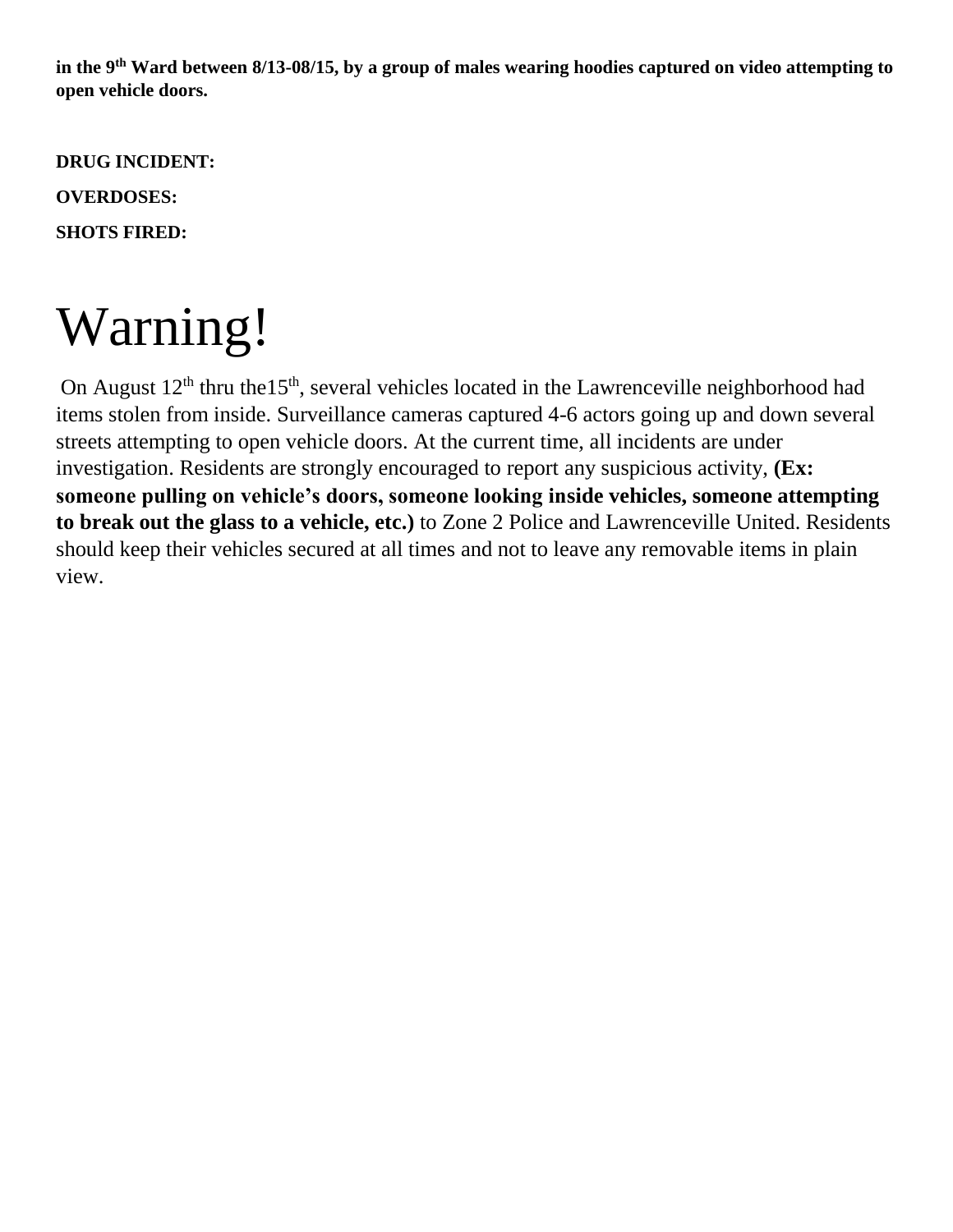**in the 9th Ward between 8/13-08/15, by a group of males wearing hoodies captured on video attempting to open vehicle doors.**

**DRUG INCIDENT:**

**OVERDOSES:**

**SHOTS FIRED:**

# Warning!

On August 12th thru the15th, several vehicles located in the Lawrenceville neighborhood had items stolen from inside. Surveillance cameras captured 4-6 actors going up and down several streets attempting to open vehicle doors. At the current time, all incidents are under investigation. Residents are strongly encouraged to report any suspicious activity, **(Ex: someone pulling on vehicle's doors, someone looking inside vehicles, someone attempting to break out the glass to a vehicle, etc.)** to Zone 2 Police and Lawrenceville United. Residents should keep their vehicles secured at all times and not to leave any removable items in plain view.